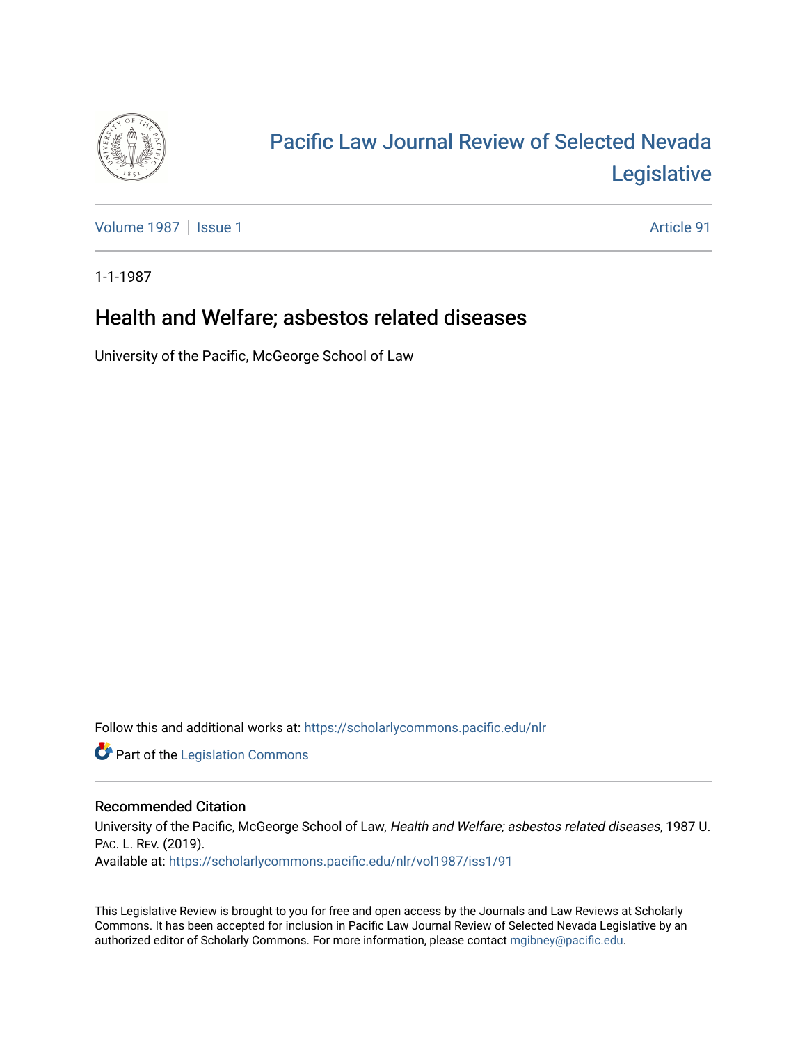# Pacific Law Journal Review of Selected Nevada Legislative

Volume 1987 | Issue 1 Article 91

1-1-1987

## Health and Welfare; asbestos related diseases

University of the Pacific, McGeorge School of Law

Follow this and additional works at: https://scholarlycommons.pacific.edu/nlr

Part of the Legislation Commons

### Recommended Citation

University of the Pacific, McGeorge School of Law, *Health and Welfare; asbestos related diseases*, 1987 U. PAC. L. REV. (2019).

Available at: https://scholarlycommons.pacific.edu/nlr/vol1987/iss1/91

This Legislative Review is brought to you for free and open access by the Journals and Law Reviews at Scholarly Commons. It has been accepted for inclusion in Pacific Law Journal Review of Selected Nevada Legislative by an authorized editor of Scholarly Commons. For more information, please contact mgibney@pacific.edu.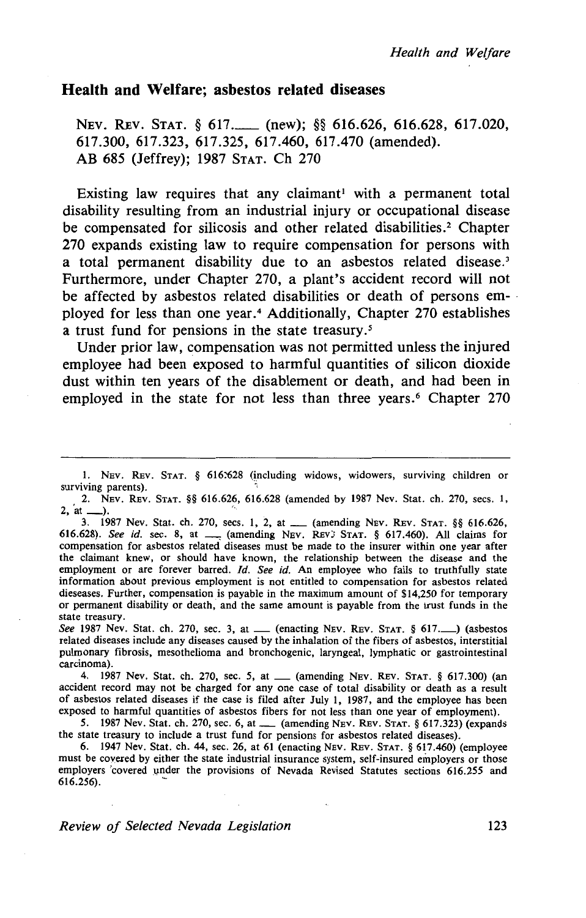## Health and Welfare; asbestos related diseases

NEV. REV. STAT. § 617.___ (new); §§ 616.626, 616.628, 617.020, 617.300, 617.323, 617.325, 617.460, 617.470 (amended).
AB 685 (Jeffrey); 1987 STAT. Ch 270

Existing law requires that any claimant[1] with a permanent total disability resulting from an industrial injury or occupational disease be compensated for silicosis and other related disabilities.[2] Chapter 270 expands existing law to require compensation for persons with a total permanent disability due to an asbestos related disease.[3] Furthermore, under Chapter 270, a plant's accident record will not be affected by asbestos related disabilities or death of persons employed for less than one year.[4] Additionally, Chapter 270 establishes a trust fund for pensions in the state treasury.[5]

Under prior law, compensation was not permitted unless the injured employee had been exposed to harmful quantities of silicon dioxide dust within ten years of the disablement or death, and had been in employed in the state for not less than three years.[6] Chapter 270

---

1. NEV. REV. STAT. § 616.628 (including widows, widowers, surviving children or surviving parents).

2. NEV. REV. STAT. §§ 616.626, 616.628 (amended by 1987 Nev. Stat. ch. 270, secs. 1, 2, at ___).

3. 1987 Nev. Stat. ch. 270, secs. 1, 2, at ___ (amending NEV. REV. STAT. §§ 616.626, 616.628). *See id.* sec. 8, at ___ (amending NEV. REV. STAT. § 617.460). All claims for compensation for asbestos related diseases must be made to the insurer within one year after the claimant knew, or should have known, the relationship between the disease and the employment or are forever barred. *Id. See id.* An employee who fails to truthfully state information about previous employment is not entitled to compensation for asbestos related dieseases. Further, compensation is payable in the maximum amount of $14,250 for temporary or permanent disability or death, and the same amount is payable from the trust funds in the state treasury.
*See* 1987 Nev. Stat. ch. 270, sec. 3, at ___ (enacting NEV. REV. STAT. § 617.___) (asbestos related diseases include any diseases caused by the inhalation of the fibers of asbestos, interstitial pulmonary fibrosis, mesothelioma and bronchogenic, laryngeal, lymphatic or gastrointestinal carcinoma).

4. 1987 Nev. Stat. ch. 270, sec. 5, at ___ (amending NEV. REV. STAT. § 617.300) (an accident record may not be charged for any one case of total disability or death as a result of asbestos related diseases if the case is filed after July 1, 1987, and the employee has been exposed to harmful quantities of asbestos fibers for not less than one year of employment).

5. 1987 Nev. Stat. ch. 270, sec. 6, at ___ (amending NEV. REV. STAT. § 617.323) (expands the state treasury to include a trust fund for pensions for asbestos related diseases).

6. 1947 Nev. Stat. ch. 44, sec. 26, at 61 (enacting NEV. REV. STAT. § 617.460) (employee must be covered by either the state industrial insurance system, self-insured employers or those employers covered under the provisions of Nevada Revised Statutes sections 616.255 and 616.256).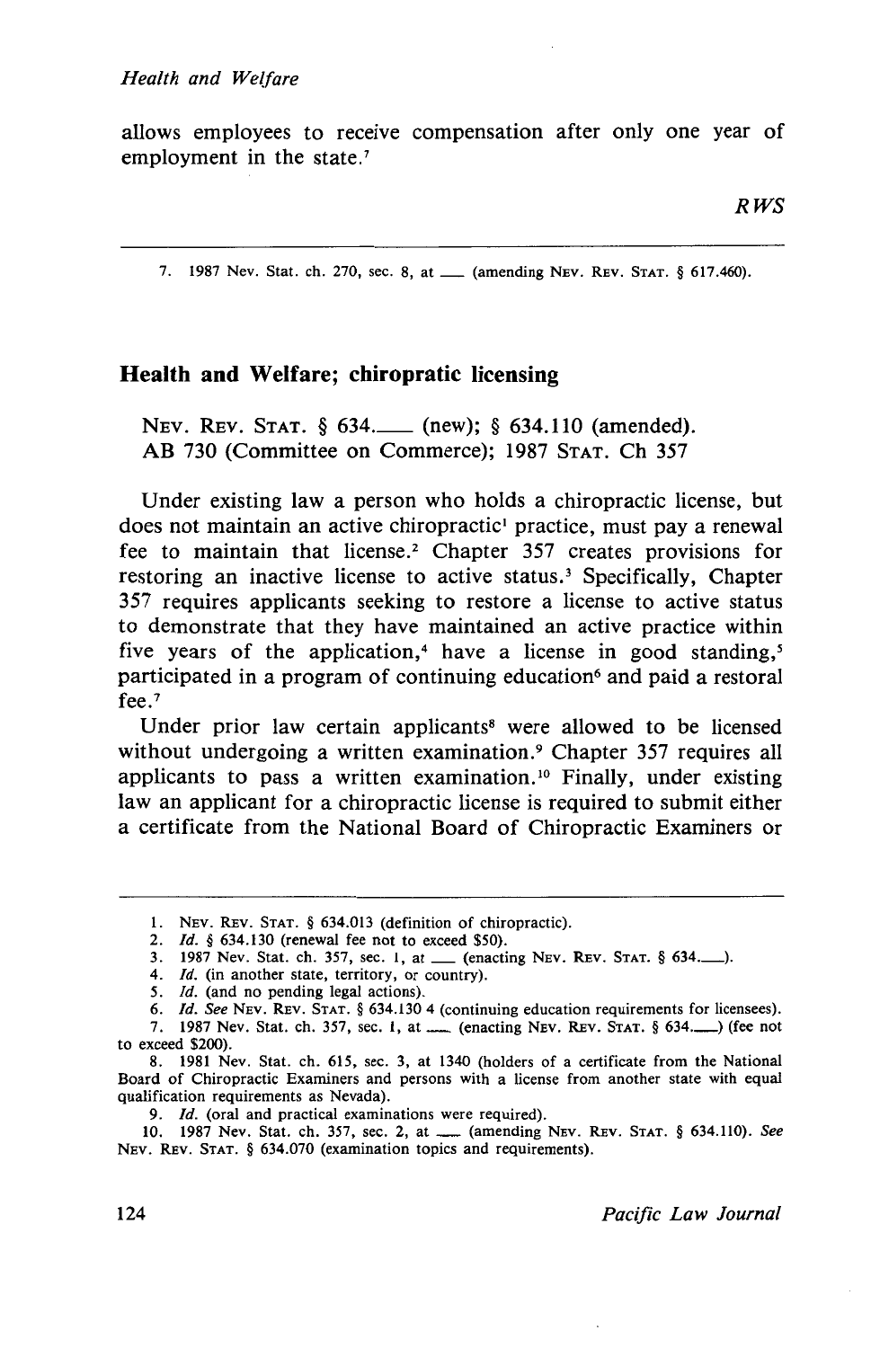allows employees to receive compensation after only one year of employment in the state.[7]

*RWS*

7. 1987 Nev. Stat. ch. 270, sec. 8, at ___ (amending NEV. REV. STAT. § 617.460).

### Health and Welfare; chiropratic licensing

NEV. REV. STAT. § 634.___ (new); § 634.110 (amended).
AB 730 (Committee on Commerce); 1987 STAT. Ch 357

Under existing law a person who holds a chiropractic license, but does not maintain an active chiropractic[1] practice, must pay a renewal fee to maintain that license.[2] Chapter 357 creates provisions for restoring an inactive license to active status.[3] Specifically, Chapter 357 requires applicants seeking to restore a license to active status to demonstrate that they have maintained an active practice within five years of the application,[4] have a license in good standing,[5] participated in a program of continuing education[6] and paid a restoral fee.[7]

Under prior law certain applicants[8] were allowed to be licensed without undergoing a written examination.[9] Chapter 357 requires all applicants to pass a written examination.[10] Finally, under existing law an applicant for a chiropractic license is required to submit either a certificate from the National Board of Chiropractic Examiners or

1. NEV. REV. STAT. § 634.013 (definition of chiropractic).
2. *Id.* § 634.130 (renewal fee not to exceed $50).
3. 1987 Nev. Stat. ch. 357, sec. 1, at ___ (enacting NEV. REV. STAT. § 634.___).
4. *Id.* (in another state, territory, or country).
5. *Id.* (and no pending legal actions).
6. *Id. See* NEV. REV. STAT. § 634.130 4 (continuing education requirements for licensees).
7. 1987 Nev. Stat. ch. 357, sec. 1, at ___ (enacting NEV. REV. STAT. § 634.___) (fee not to exceed $200).
8. 1981 Nev. Stat. ch. 615, sec. 3, at 1340 (holders of a certificate from the National Board of Chiropractic Examiners and persons with a license from another state with equal qualification requirements as Nevada).
9. *Id.* (oral and practical examinations were required).
10. 1987 Nev. Stat. ch. 357, sec. 2, at ___ (amending NEV. REV. STAT. § 634.110). *See* NEV. REV. STAT. § 634.070 (examination topics and requirements).